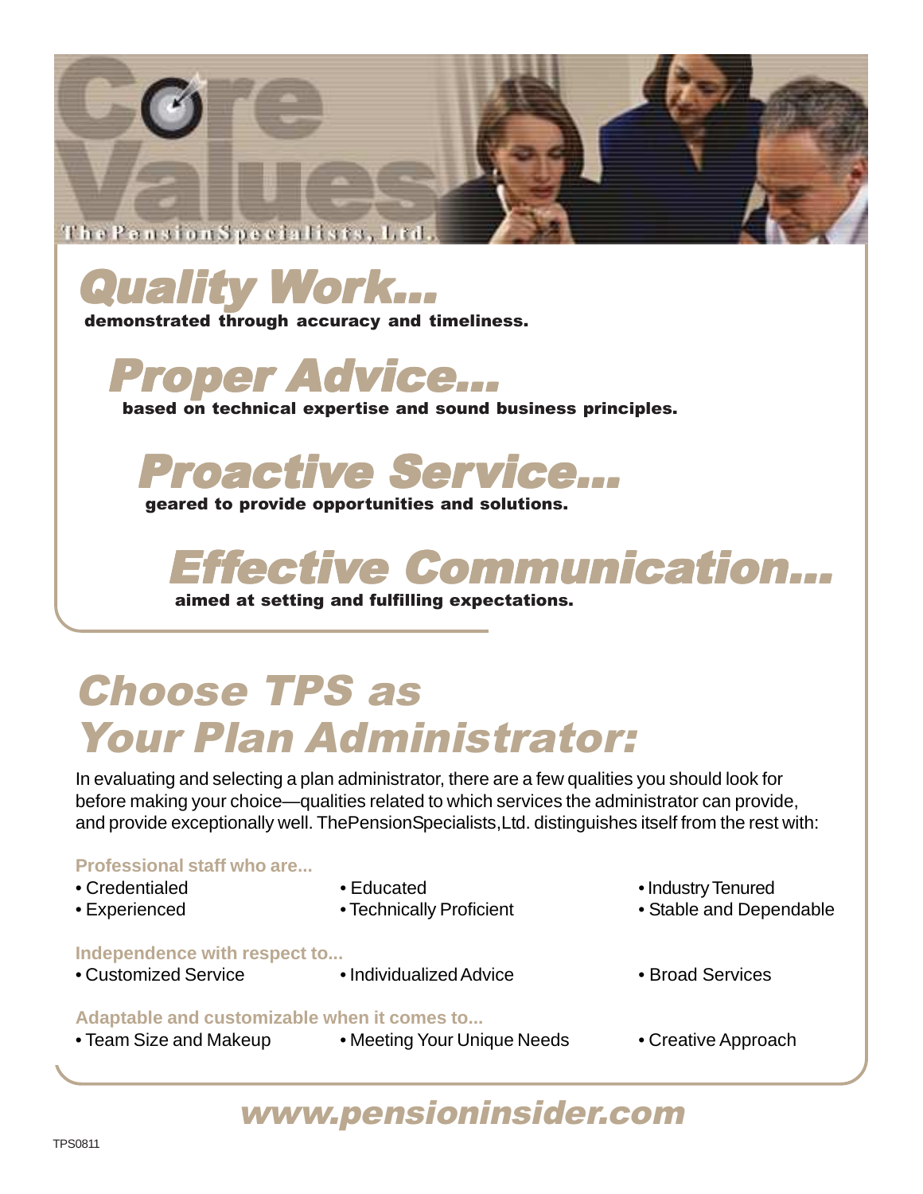# Core Values

ThePensionSpecialists, Ltd.

## *Quality Work...*

**demonstrated through accuracy and timeliness.**

## *Proper Advice...*

**based on technical expertise and sound business principles.**

## *Proactive Service...*

**geared to provide opportunities and solutions.**

## *Effective Communication...*

**aimed at setting and fulfilling expectations.**

# *Choose TPS as Your Plan Administrator:*

In evaluating and selecting a plan administrator, there are a few qualities you should look for before making your choice—qualities related to which services the administrator can provide, and provide exceptionally well. ThePensionSpecialists,Ltd. distinguishes itself from the rest with:

**Professional staff who are...**

- Credentialed
- Experienced
- Educated
- Technically Proficient
- Industry Tenured
- Stable and Dependable

**Independence with respect to...**

- Customized Service
- Individualized Advice
- Broad Services

**Adaptable and customizable when it comes to...**

- Team Size and Makeup
- Meeting Your Unique Needs
- Creative Approach

***www.pensioninsider.com***

TPS0811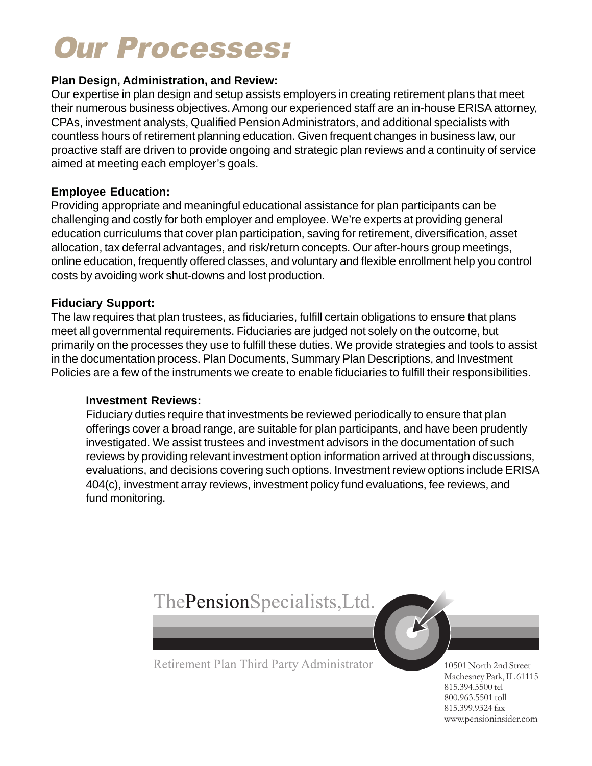# Our Processes:

**Plan Design, Administration, and Review:**
Our expertise in plan design and setup assists employers in creating retirement plans that meet their numerous business objectives. Among our experienced staff are an in-house ERISA attorney, CPAs, investment analysts, Qualified Pension Administrators, and additional specialists with countless hours of retirement planning education. Given frequent changes in business law, our proactive staff are driven to provide ongoing and strategic plan reviews and a continuity of service aimed at meeting each employer's goals.

**Employee Education:**
Providing appropriate and meaningful educational assistance for plan participants can be challenging and costly for both employer and employee. We're experts at providing general education curriculums that cover plan participation, saving for retirement, diversification, asset allocation, tax deferral advantages, and risk/return concepts. Our after-hours group meetings, online education, frequently offered classes, and voluntary and flexible enrollment help you control costs by avoiding work shut-downs and lost production.

**Fiduciary Support:**
The law requires that plan trustees, as fiduciaries, fulfill certain obligations to ensure that plans meet all governmental requirements. Fiduciaries are judged not solely on the outcome, but primarily on the processes they use to fulfill these duties. We provide strategies and tools to assist in the documentation process. Plan Documents, Summary Plan Descriptions, and Investment Policies are a few of the instruments we create to enable fiduciaries to fulfill their responsibilities.

**Investment Reviews:**
Fiduciary duties require that investments be reviewed periodically to ensure that plan offerings cover a broad range, are suitable for plan participants, and have been prudently investigated. We assist trustees and investment advisors in the documentation of such reviews by providing relevant investment option information arrived at through discussions, evaluations, and decisions covering such options. Investment review options include ERISA 404(c), investment array reviews, investment policy fund evaluations, fee reviews, and fund monitoring.

ThePensionSpecialists,Ltd.

Retirement Plan Third Party Administrator

10501 North 2nd Street
Machesney Park, IL 61115
815.394.5500 tel
800.963.5501 toll
815.399.9324 fax
www.pensioninsider.com